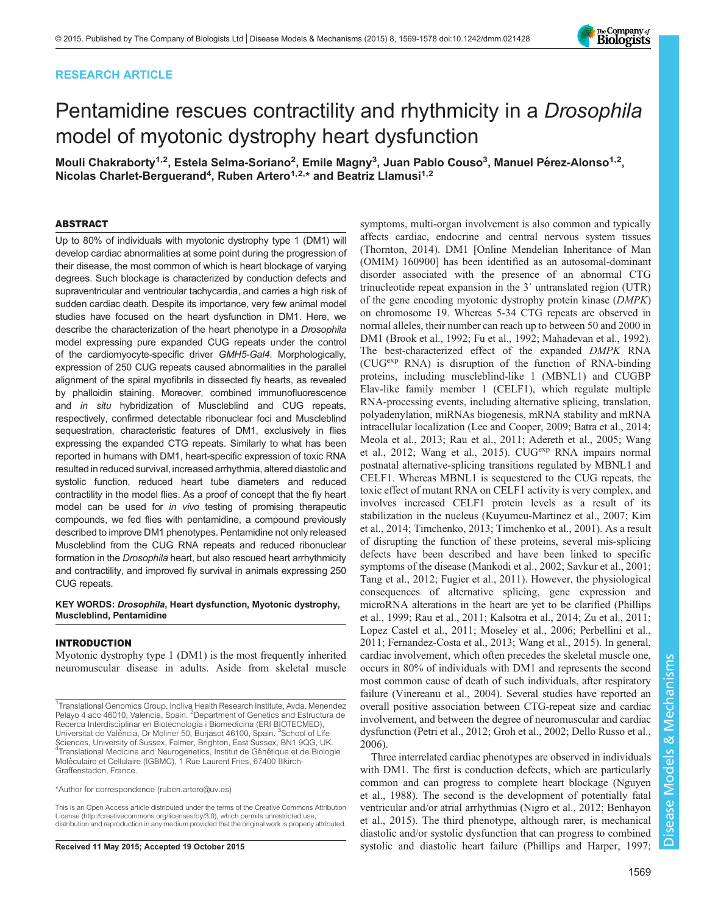RESEARCH ARTICLE

# Pentamidine rescues contractility and rhythmicity in a *Drosophila* model of myotonic dystrophy heart dysfunction

**Mouli Chakraborty[1,2], Estela Selma-Soriano[2], Emile Magny[3], Juan Pablo Couso[3], Manuel Pérez-Alonso[1,2], Nicolas Charlet-Berguerand[4], Ruben Artero[1,2,*] and Beatriz Llamusi[1,2]**

## ABSTRACT

Up to 80% of individuals with myotonic dystrophy type 1 (DM1) will develop cardiac abnormalities at some point during the progression of their disease, the most common of which is heart blockage of varying degrees. Such blockage is characterized by conduction defects and supraventricular and ventricular tachycardia, and carries a high risk of sudden cardiac death. Despite its importance, very few animal model studies have focused on the heart dysfunction in DM1. Here, we describe the characterization of the heart phenotype in a *Drosophila* model expressing pure expanded CUG repeats under the control of the cardiomyocyte-specific driver *GMH5-Gal4*. Morphologically, expression of 250 CUG repeats caused abnormalities in the parallel alignment of the spiral myofibrils in dissected fly hearts, as revealed by phalloidin staining. Moreover, combined immunofluorescence and *in situ* hybridization of Muscleblind and CUG repeats, respectively, confirmed detectable ribonuclear foci and Muscleblind sequestration, characteristic features of DM1, exclusively in flies expressing the expanded CTG repeats. Similarly to what has been reported in humans with DM1, heart-specific expression of toxic RNA resulted in reduced survival, increased arrhythmia, altered diastolic and systolic function, reduced heart tube diameters and reduced contractility in the model flies. As a proof of concept that the fly heart model can be used for *in vivo* testing of promising therapeutic compounds, we fed flies with pentamidine, a compound previously described to improve DM1 phenotypes. Pentamidine not only released Muscleblind from the CUG RNA repeats and reduced ribonuclear formation in the *Drosophila* heart, but also rescued heart arrhythmicity and contractility, and improved fly survival in animals expressing 250 CUG repeats.

**KEY WORDS: *Drosophila*, Heart dysfunction, Myotonic dystrophy, Muscleblind, Pentamidine**

## INTRODUCTION

Myotonic dystrophy type 1 (DM1) is the most frequently inherited neuromuscular disease in adults. Aside from skeletal muscle symptoms, multi-organ involvement is also common and typically affects cardiac, endocrine and central nervous system tissues (Thornton, 2014). DM1 [Online Mendelian Inheritance of Man (OMIM) 160900] has been identified as an autosomal-dominant disorder associated with the presence of an abnormal CTG trinucleotide repeat expansion in the 3′ untranslated region (UTR) of the gene encoding myotonic dystrophy protein kinase (*DMPK*) on chromosome 19. Whereas 5-34 CTG repeats are observed in normal alleles, their number can reach up to between 50 and 2000 in DM1 (Brook et al., 1992; Fu et al., 1992; Mahadevan et al., 1992). The best-characterized effect of the expanded *DMPK* RNA ($CUG^{exp}$ RNA) is disruption of the function of RNA-binding proteins, including muscleblind-like 1 (MBNL1) and CUGBP Elav-like family member 1 (CELF1), which regulate multiple RNA-processing events, including alternative splicing, translation, polyadenylation, miRNAs biogenesis, mRNA stability and mRNA intracellular localization (Lee and Cooper, 2009; Batra et al., 2014; Meola et al., 2013; Rau et al., 2011; Adereth et al., 2005; Wang et al., 2012; Wang et al., 2015). $CUG^{exp}$ RNA impairs normal postnatal alternative-splicing transitions regulated by MBNL1 and CELF1. Whereas MBNL1 is sequestered to the CUG repeats, the toxic effect of mutant RNA on CELF1 activity is very complex, and involves increased CELF1 protein levels as a result of its stabilization in the nucleus (Kuyumcu-Martinez et al., 2007; Kim et al., 2014; Timchenko, 2013; Timchenko et al., 2001). As a result of disrupting the function of these proteins, several mis-splicing defects have been described and have been linked to specific symptoms of the disease (Mankodi et al., 2002; Savkur et al., 2001; Tang et al., 2012; Fugier et al., 2011). However, the physiological consequences of alternative splicing, gene expression and microRNA alterations in the heart are yet to be clarified (Phillips et al., 1999; Rau et al., 2011; Kalsotra et al., 2014; Zu et al., 2011; Lopez Castel et al., 2011; Moseley et al., 2006; Perbellini et al., 2011; Fernandez-Costa et al., 2013; Wang et al., 2015). In general, cardiac involvement, which often precedes the skeletal muscle one, occurs in 80% of individuals with DM1 and represents the second most common cause of death of such individuals, after respiratory failure (Vinereanu et al., 2004). Several studies have reported an overall positive association between CTG-repeat size and cardiac involvement, and between the degree of neuromuscular and cardiac dysfunction (Petri et al., 2012; Groh et al., 2002; Dello Russo et al., 2006).

Three interrelated cardiac phenotypes are observed in individuals with DM1. The first is conduction defects, which are particularly common and can progress to complete heart blockage (Nguyen et al., 1988). The second is the development of potentially fatal ventricular and/or atrial arrhythmias (Nigro et al., 2012; Benhayon et al., 2015). The third phenotype, although rarer, is mechanical diastolic and/or systolic dysfunction that can progress to combined systolic and diastolic heart failure (Phillips and Harper, 1997;

[1]Translational Genomics Group, Incliva Health Research Institute, Avda. Menendez Pelayo 4 acc 46010, Valencia, Spain. [2]Department of Genetics and Estructura de Recerca Interdisciplinar en Biotecnologia i Biomedicina (ERI BIOTECMED), Universitat de València, Dr Moliner 50, Burjasot 46100, Spain. [3]School of Life Sciences, University of Sussex, Falmer, Brighton, East Sussex, BN1 9QG, UK. [4]Translational Medicine and Neurogenetics, Institut de Génétique et de Biologie Moléculaire et Cellulaire (IGBMC), 1 Rue Laurent Fries, 67400 Illkirch-Graffenstaden, France.

*Author for correspondence (ruben.artero@uv.es)

This is an Open Access article distributed under the terms of the Creative Commons Attribution License (http://creativecommons.org/licenses/by/3.0), which permits unrestricted use, distribution and reproduction in any medium provided that the original work is properly attributed.

Received 11 May 2015; Accepted 19 October 2015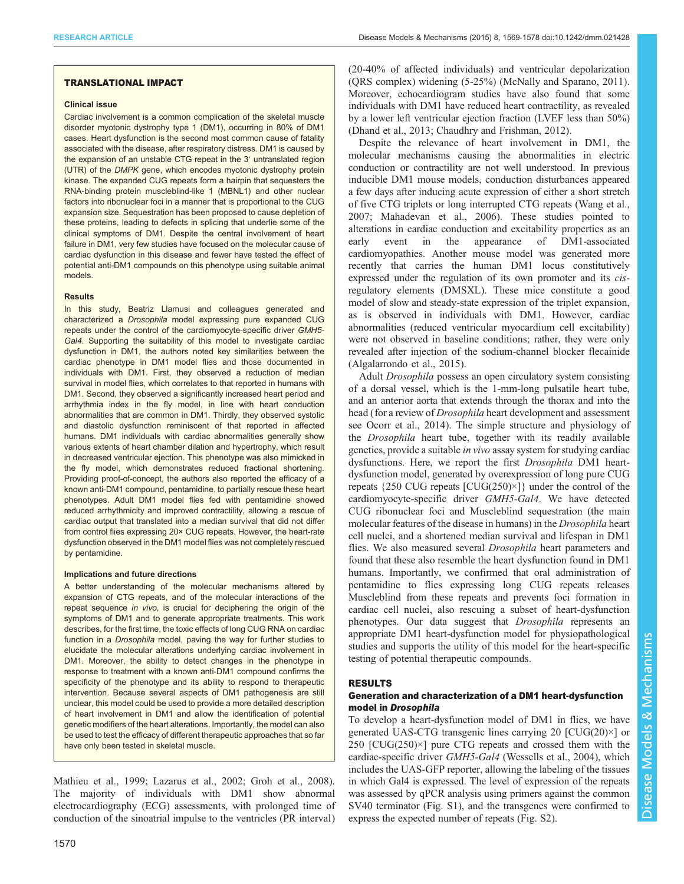## TRANSLATIONAL IMPACT

### Clinical issue

Cardiac involvement is a common complication of the skeletal muscle disorder myotonic dystrophy type 1 (DM1), occurring in 80% of DM1 cases. Heart dysfunction is the second most common cause of fatality associated with the disease, after respiratory distress. DM1 is caused by the expansion of an unstable CTG repeat in the 3′ untranslated region (UTR) of the *DMPK* gene, which encodes myotonic dystrophy protein kinase. The expanded CUG repeats form a hairpin that sequesters the RNA-binding protein muscleblind-like 1 (MBNL1) and other nuclear factors into ribonuclear foci in a manner that is proportional to the CUG expansion size. Sequestration has been proposed to cause depletion of these proteins, leading to defects in splicing that underlie some of the clinical symptoms of DM1. Despite the central involvement of heart failure in DM1, very few studies have focused on the molecular cause of cardiac dysfunction in this disease and fewer have tested the effect of potential anti-DM1 compounds on this phenotype using suitable animal models.

### Results

In this study, Beatriz Llamusi and colleagues generated and characterized a *Drosophila* model expressing pure expanded CUG repeats under the control of the cardiomyocyte-specific driver *GMH5-Gal4*. Supporting the suitability of this model to investigate cardiac dysfunction in DM1, the authors noted key similarities between the cardiac phenotype in DM1 model flies and those documented in individuals with DM1. First, they observed a reduction of median survival in model flies, which correlates to that reported in humans with DM1. Second, they observed a significantly increased heart period and arrhythmia index in the fly model, in line with heart conduction abnormalities that are common in DM1. Thirdly, they observed systolic and diastolic dysfunction reminiscent of that reported in affected humans. DM1 individuals with cardiac abnormalities generally show various extents of heart chamber dilation and hypertrophy, which result in decreased ventricular ejection. This phenotype was also mimicked in the fly model, which demonstrates reduced fractional shortening. Providing proof-of-concept, the authors also reported the efficacy of a known anti-DM1 compound, pentamidine, to partially rescue these heart phenotypes. Adult DM1 model flies fed with pentamidine showed reduced arrhythmicity and improved contractility, allowing a rescue of cardiac output that translated into a median survival that did not differ from control flies expressing 20× CUG repeats. However, the heart-rate dysfunction observed in the DM1 model flies was not completely rescued by pentamidine.

### Implications and future directions

A better understanding of the molecular mechanisms altered by expansion of CTG repeats, and of the molecular interactions of the repeat sequence *in vivo*, is crucial for deciphering the origin of the symptoms of DM1 and to generate appropriate treatments. This work describes, for the first time, the toxic effects of long CUG RNA on cardiac function in a *Drosophila* model, paving the way for further studies to elucidate the molecular alterations underlying cardiac involvement in DM1. Moreover, the ability to detect changes in the phenotype in response to treatment with a known anti-DM1 compound confirms the specificity of the phenotype and its ability to respond to therapeutic intervention. Because several aspects of DM1 pathogenesis are still unclear, this model could be used to provide a more detailed description of heart involvement in DM1 and allow the identification of potential genetic modifiers of the heart alterations. Importantly, the model can also be used to test the efficacy of different therapeutic approaches that so far have only been tested in skeletal muscle.

Mathieu et al., 1999; Lazarus et al., 2002; Groh et al., 2008). The majority of individuals with DM1 show abnormal electrocardiography (ECG) assessments, with prolonged time of conduction of the sinoatrial impulse to the ventricles (PR interval) (20-40% of affected individuals) and ventricular depolarization (QRS complex) widening (5-25%) (McNally and Sparano, 2011). Moreover, echocardiogram studies have also found that some individuals with DM1 have reduced heart contractility, as revealed by a lower left ventricular ejection fraction (LVEF less than 50%) (Dhand et al., 2013; Chaudhry and Frishman, 2012).

Despite the relevance of heart involvement in DM1, the molecular mechanisms causing the abnormalities in electric conduction or contractility are not well understood. In previous inducible DM1 mouse models, conduction disturbances appeared a few days after inducing acute expression of either a short stretch of five CTG triplets or long interrupted CTG repeats (Wang et al., 2007; Mahadevan et al., 2006). These studies pointed to alterations in cardiac conduction and excitability properties as an early event in the appearance of DM1-associated cardiomyopathies. Another mouse model was generated more recently that carries the human DM1 locus constitutively expressed under the regulation of its own promoter and its *cis*-regulatory elements (DMSXL). These mice constitute a good model of slow and steady-state expression of the triplet expansion, as is observed in individuals with DM1. However, cardiac abnormalities (reduced ventricular myocardium cell excitability) were not observed in baseline conditions; rather, they were only revealed after injection of the sodium-channel blocker flecainide (Algalarrondo et al., 2015).

Adult *Drosophila* possess an open circulatory system consisting of a dorsal vessel, which is the 1-mm-long pulsatile heart tube, and an anterior aorta that extends through the thorax and into the head (for a review of *Drosophila* heart development and assessment see Ocorr et al., 2014). The simple structure and physiology of the *Drosophila* heart tube, together with its readily available genetics, provide a suitable *in vivo* assay system for studying cardiac dysfunctions. Here, we report the first *Drosophila* DM1 heart-dysfunction model, generated by overexpression of long pure CUG repeats {250 CUG repeats [CUG(250)×]} under the control of the cardiomyocyte-specific driver *GMH5-Gal4*. We have detected CUG ribonuclear foci and Muscleblind sequestration (the main molecular features of the disease in humans) in the *Drosophila* heart cell nuclei, and a shortened median survival and lifespan in DM1 flies. We also measured several *Drosophila* heart parameters and found that these also resemble the heart dysfunction found in DM1 humans. Importantly, we confirmed that oral administration of pentamidine to flies expressing long CUG repeats releases Muscleblind from these repeats and prevents foci formation in cardiac cell nuclei, also rescuing a subset of heart-dysfunction phenotypes. Our data suggest that *Drosophila* represents an appropriate DM1 heart-dysfunction model for physiopathological studies and supports the utility of this model for the heart-specific testing of potential therapeutic compounds.

## RESULTS

### Generation and characterization of a DM1 heart-dysfunction model in *Drosophila*

To develop a heart-dysfunction model of DM1 in flies, we have generated UAS-CTG transgenic lines carrying 20 [CUG(20)×] or 250 [CUG(250)×] pure CTG repeats and crossed them with the cardiac-specific driver *GMH5-Gal4* (Wessells et al., 2004), which includes the UAS-GFP reporter, allowing the labeling of the tissues in which Gal4 is expressed. The level of expression of the repeats was assessed by qPCR analysis using primers against the common SV40 terminator (Fig. S1), and the transgenes were confirmed to express the expected number of repeats (Fig. S2).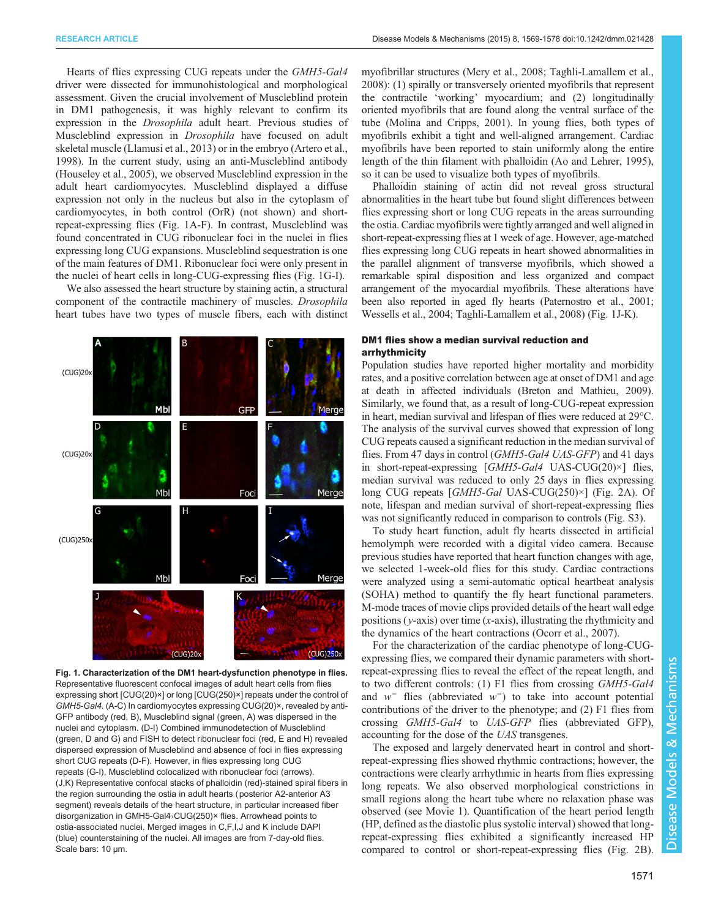Hearts of flies expressing CUG repeats under the *GMH5-Gal4* driver were dissected for immunohistological and morphological assessment. Given the crucial involvement of Muscleblind protein in DM1 pathogenesis, it was highly relevant to confirm its expression in the *Drosophila* adult heart. Previous studies of Muscleblind expression in *Drosophila* have focused on adult skeletal muscle (Llamusi et al., 2013) or in the embryo (Artero et al., 1998). In the current study, using an anti-Muscleblind antibody (Houseley et al., 2005), we observed Muscleblind expression in the adult heart cardiomyocytes. Muscleblind displayed a diffuse expression not only in the nucleus but also in the cytoplasm of cardiomyocytes, in both control (OrR) (not shown) and short-repeat-expressing flies (Fig. 1A-F). In contrast, Muscleblind was found concentrated in CUG ribonuclear foci in the nuclei in flies expressing long CUG expansions. Muscleblind sequestration is one of the main features of DM1. Ribonuclear foci were only present in the nuclei of heart cells in long-CUG-expressing flies (Fig. 1G-I).

We also assessed the heart structure by staining actin, a structural component of the contractile machinery of muscles. *Drosophila* heart tubes have two types of muscle fibers, each with distinct myofibrillar structures (Mery et al., 2008; Taghli-Lamallem et al., 2008): (1) spirally or transversely oriented myofibrils that represent the contractile 'working' myocardium; and (2) longitudinally oriented myofibrils that are found along the ventral surface of the tube (Molina and Cripps, 2001). In young flies, both types of myofibrils exhibit a tight and well-aligned arrangement. Cardiac myofibrils have been reported to stain uniformly along the entire length of the thin filament with phalloidin (Ao and Lehrer, 1995), so it can be used to visualize both types of myofibrils.

Phalloidin staining of actin did not reveal gross structural abnormalities in the heart tube but found slight differences between flies expressing short or long CUG repeats in the areas surrounding the ostia. Cardiac myofibrils were tightly arranged and well aligned in short-repeat-expressing flies at 1 week of age. However, age-matched flies expressing long CUG repeats in heart showed abnormalities in the parallel alignment of transverse myofibrils, which showed a remarkable spiral disposition and less organized and compact arrangement of the myocardial myofibrils. These alterations have been also reported in aged fly hearts (Paternostro et al., 2001; Wessells et al., 2004; Taghli-Lamallem et al., 2008) (Fig. 1J-K).

**Fig. 1. Characterization of the DM1 heart-dysfunction phenotype in flies.** Representative fluorescent confocal images of adult heart cells from flies expressing short [CUG(20)×] or long [CUG(250)×] repeats under the control of *GMH5-Gal4*. (A-C) In cardiomyocytes expressing CUG(20)×, revealed by anti-GFP antibody (red, B), Muscleblind signal (green, A) was dispersed in the nuclei and cytoplasm. (D-I) Combined immunodetection of Muscleblind (green, D and G) and FISH to detect ribonuclear foci (red, E and H) revealed dispersed expression of Muscleblind and absence of foci in flies expressing short CUG repeats (D-F). However, in flies expressing long CUG repeats (G-I), Muscleblind colocalized with ribonuclear foci (arrows). (J,K) Representative confocal stacks of phalloidin (red)-stained spiral fibers in the region surrounding the ostia in adult hearts (posterior A2-anterior A3 segment) reveals details of the heart structure, in particular increased fiber disorganization in GMH5-Gal4›CUG(250)× flies. Arrowhead points to ostia-associated nuclei. Merged images in C,F,I,J and K include DAPI (blue) counterstaining of the nuclei. All images are from 7-day-old flies. Scale bars: 10 µm.

## DM1 flies show a median survival reduction and arrhythmicity

Population studies have reported higher mortality and morbidity rates, and a positive correlation between age at onset of DM1 and age at death in affected individuals (Breton and Mathieu, 2009). Similarly, we found that, as a result of long-CUG-repeat expression in heart, median survival and lifespan of flies were reduced at 29°C. The analysis of the survival curves showed that expression of long CUG repeats caused a significant reduction in the median survival of flies. From 47 days in control (*GMH5-Gal4 UAS-GFP*) and 41 days in short-repeat-expressing [*GMH5-Gal4* UAS-CUG(20)×] flies, median survival was reduced to only 25 days in flies expressing long CUG repeats [*GMH5-Gal* UAS-CUG(250)×] (Fig. 2A). Of note, lifespan and median survival of short-repeat-expressing flies was not significantly reduced in comparison to controls (Fig. S3).

To study heart function, adult fly hearts dissected in artificial hemolymph were recorded with a digital video camera. Because previous studies have reported that heart function changes with age, we selected 1-week-old flies for this study. Cardiac contractions were analyzed using a semi-automatic optical heartbeat analysis (SOHA) method to quantify the fly heart functional parameters. M-mode traces of movie clips provided details of the heart wall edge positions ($y$-axis) over time ($x$-axis), illustrating the rhythmicity and the dynamics of the heart contractions (Ocorr et al., 2007).

For the characterization of the cardiac phenotype of long-CUG-expressing flies, we compared their dynamic parameters with short-repeat-expressing flies to reveal the effect of the repeat length, and to two different controls: (1) F1 flies from crossing *GMH5-Gal4* and $w^-$ flies (abbreviated $w^-$) to take into account potential contributions of the driver to the phenotype; and (2) F1 flies from crossing *GMH5-Gal4* to *UAS-GFP* flies (abbreviated GFP), accounting for the dose of the *UAS* transgenes.

The exposed and largely denervated heart in control and short-repeat-expressing flies showed rhythmic contractions; however, the contractions were clearly arrhythmic in hearts from flies expressing long repeats. We also observed morphological constrictions in small regions along the heart tube where no relaxation phase was observed (see Movie 1). Quantification of the heart period length (HP, defined as the diastolic plus systolic interval) showed that long-repeat-expressing flies exhibited a significantly increased HP compared to control or short-repeat-expressing flies (Fig. 2B).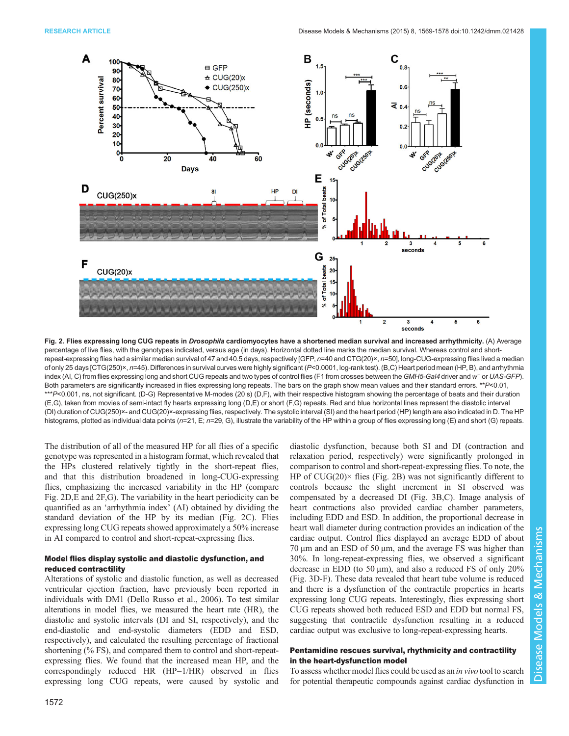**Fig. 2. Flies expressing long CUG repeats in *Drosophila* cardiomyocytes have a shortened median survival and increased arrhythmicity.** (A) Average percentage of live flies, with the genotypes indicated, versus age (in days). Horizontal dotted line marks the median survival. Whereas control and short-repeat-expressing flies had a similar median survival of 47 and 40.5 days, respectively [GFP, *n*=40 and CTG(20)×, *n*=50], long-CUG-expressing flies lived a median of only 25 days [CTG(250)×, *n*=45). Differences in survival curves were highly significant (*P*<0.0001, log-rank test). (B,C) Heart period mean (HP, B), and arrhythmia index (AI, C) from flies expressing long and short CUG repeats and two types of control flies (F1 from crosses between the *GMH5-Gal4* driver and *w*⁻ or *UAS-GFP*). Both parameters are significantly increased in flies expressing long repeats. The bars on the graph show mean values and their standard errors. \*\**P*<0.01, \*\*\**P*<0.001, ns, not significant. (D-G) Representative M-modes (20 s) (D,F), with their respective histogram showing the percentage of beats and their duration (E,G), taken from movies of semi-intact fly hearts expressing long (D,E) or short (F,G) repeats. Red and blue horizontal lines represent the diastolic interval (DI) duration of CUG(250)×- and CUG(20)×-expressing flies, respectively. The systolic interval (SI) and the heart period (HP) length are also indicated in D. The HP histograms, plotted as individual data points (*n*=21, E; *n*=29, G), illustrate the variability of the HP within a group of flies expressing long (E) and short (G) repeats.

The distribution of all of the measured HP for all flies of a specific genotype was represented in a histogram format, which revealed that the HPs clustered relatively tightly in the short-repeat flies, and that this distribution broadened in long-CUG-expressing flies, emphasizing the increased variability in the HP (compare Fig. 2D,E and 2F,G). The variability in the heart periodicity can be quantified as an 'arrhythmia index' (AI) obtained by dividing the standard deviation of the HP by its median (Fig. 2C). Flies expressing long CUG repeats showed approximately a 50% increase in AI compared to control and short-repeat-expressing flies.

### Model flies display systolic and diastolic dysfunction, and reduced contractility

Alterations of systolic and diastolic function, as well as decreased ventricular ejection fraction, have previously been reported in individuals with DM1 (Dello Russo et al., 2006). To test similar alterations in model flies, we measured the heart rate (HR), the diastolic and systolic intervals (DI and SI, respectively), and the end-diastolic and end-systolic diameters (EDD and ESD, respectively), and calculated the resulting percentage of fractional shortening (% FS), and compared them to control and short-repeat-expressing flies. We found that the increased mean HP, and the correspondingly reduced HR (HP=1/HR) observed in flies expressing long CUG repeats, were caused by systolic and diastolic dysfunction, because both SI and DI (contraction and relaxation period, respectively) were significantly prolonged in comparison to control and short-repeat-expressing flies. To note, the HP of CUG(20)× flies (Fig. 2B) was not significantly different to controls because the slight increment in SI observed was compensated by a decreased DI (Fig. 3B,C). Image analysis of heart contractions also provided cardiac chamber parameters, including EDD and ESD. In addition, the proportional decrease in heart wall diameter during contraction provides an indication of the cardiac output. Control flies displayed an average EDD of about 70 µm and an ESD of 50 µm, and the average FS was higher than 30%. In long-repeat-expressing flies, we observed a significant decrease in EDD (to 50 µm), and also a reduced FS of only 20% (Fig. 3D-F). These data revealed that heart tube volume is reduced and there is a dysfunction of the contractile properties in hearts expressing long CUG repeats. Interestingly, flies expressing short CUG repeats showed both reduced ESD and EDD but normal FS, suggesting that contractile dysfunction resulting in a reduced cardiac output was exclusive to long-repeat-expressing hearts.

### Pentamidine rescues survival, rhythmicity and contractility in the heart-dysfunction model

To assess whether model flies could be used as an *in vivo* tool to search for potential therapeutic compounds against cardiac dysfunction in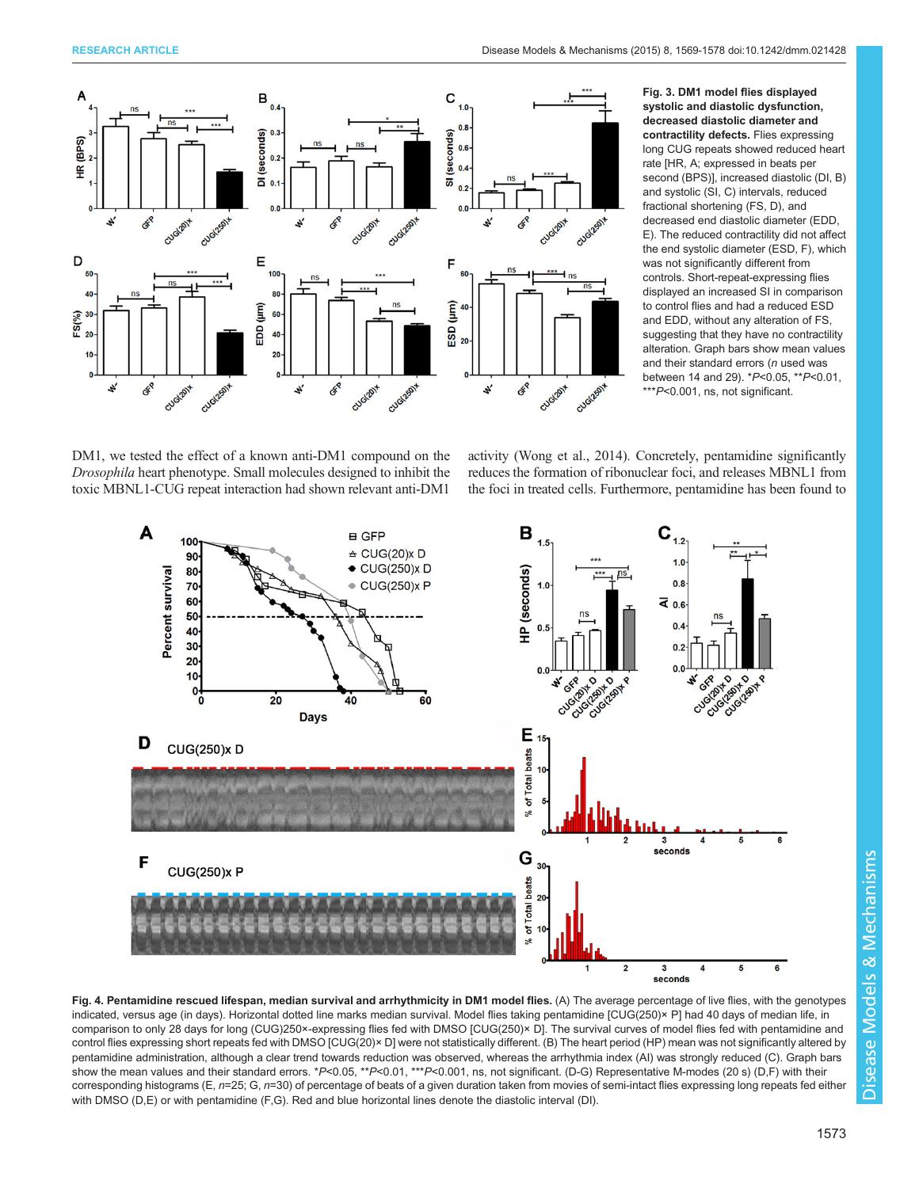**Fig. 3. DM1 model flies displayed systolic and diastolic dysfunction, decreased diastolic diameter and contractility defects.** Flies expressing long CUG repeats showed reduced heart rate [HR, A; expressed in beats per second (BPS)], increased diastolic (DI, B) and systolic (SI, C) intervals, reduced fractional shortening (FS, D), and decreased end diastolic diameter (EDD, E). The reduced contractility did not affect the end systolic diameter (ESD, F), which was not significantly different from controls. Short-repeat-expressing flies displayed an increased SI in comparison to control flies and had a reduced ESD and EDD, without any alteration of FS, suggesting that they have no contractility alteration. Graph bars show mean values and their standard errors (*n* used was between 14 and 29). *$P$<0.05, **$P$<0.01, ***$P$<0.001, ns, not significant.

DM1, we tested the effect of a known anti-DM1 compound on the *Drosophila* heart phenotype. Small molecules designed to inhibit the toxic MBNL1-CUG repeat interaction had shown relevant anti-DM1 activity (Wong et al., 2014). Concretely, pentamidine significantly reduces the formation of ribonuclear foci, and releases MBNL1 from the foci in treated cells. Furthermore, pentamidine has been found to

**Fig. 4. Pentamidine rescued lifespan, median survival and arrhythmicity in DM1 model flies.** (A) The average percentage of live flies, with the genotypes indicated, versus age (in days). Horizontal dotted line marks median survival. Model flies taking pentamidine [CUG(250)× P] had 40 days of median life, in comparison to only 28 days for long (CUG)250×-expressing flies fed with DMSO [CUG(250)× D]. The survival curves of model flies fed with pentamidine and control flies expressing short repeats fed with DMSO [CUG(20)× D] were not statistically different. (B) The heart period (HP) mean was not significantly altered by pentamidine administration, although a clear trend towards reduction was observed, whereas the arrhythmia index (AI) was strongly reduced (C). Graph bars show the mean values and their standard errors. *$P$<0.05, **$P$<0.01, ***$P$<0.001, ns, not significant. (D-G) Representative M-modes (20 s) (D,F) with their corresponding histograms (E, *n*=25; G, *n*=30) of percentage of beats of a given duration taken from movies of semi-intact flies expressing long repeats fed either with DMSO (D,E) or with pentamidine (F,G). Red and blue horizontal lines denote the diastolic interval (DI).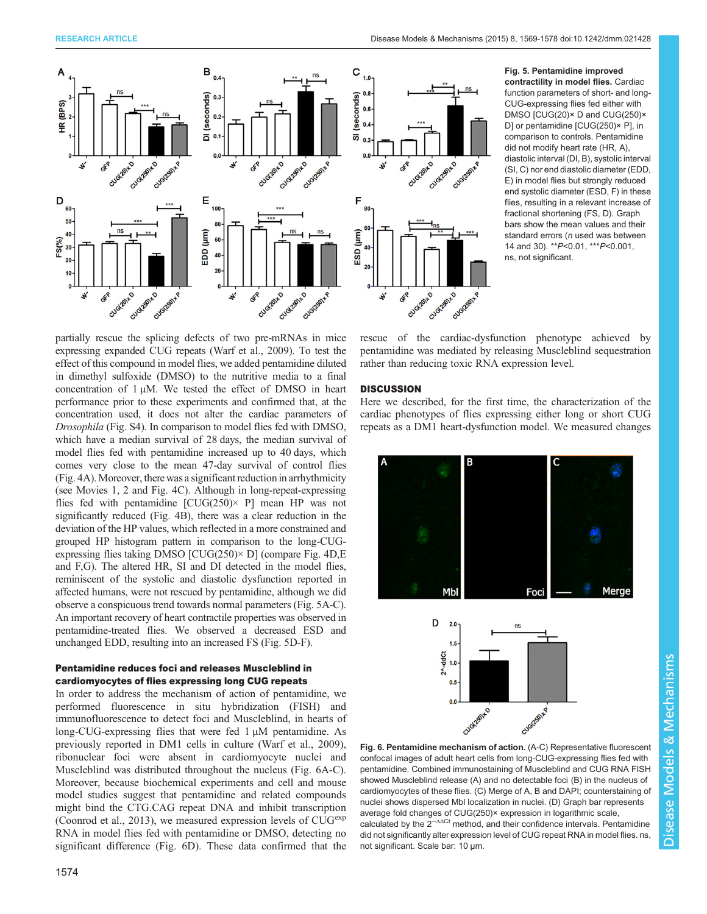partially rescue the splicing defects of two pre-mRNAs in mice expressing expanded CUG repeats (Warf et al., 2009). To test the effect of this compound in model flies, we added pentamidine diluted in dimethyl sulfoxide (DMSO) to the nutritive media to a final concentration of 1 µM. We tested the effect of DMSO in heart performance prior to these experiments and confirmed that, at the concentration used, it does not alter the cardiac parameters of *Drosophila* (Fig. S4). In comparison to model flies fed with DMSO, which have a median survival of 28 days, the median survival of model flies fed with pentamidine increased up to 40 days, which comes very close to the mean 47-day survival of control flies (Fig. 4A). Moreover, there was a significant reduction in arrhythmicity (see Movies 1, 2 and Fig. 4C). Although in long-repeat-expressing flies fed with pentamidine [CUG(250)× P] mean HP was not significantly reduced (Fig. 4B), there was a clear reduction in the deviation of the HP values, which reflected in a more constrained and grouped HP histogram pattern in comparison to the long-CUG-expressing flies taking DMSO [CUG(250)× D] (compare Fig. 4D,E and F,G). The altered HR, SI and DI detected in the model flies, reminiscent of the systolic and diastolic dysfunction reported in affected humans, were not rescued by pentamidine, although we did observe a conspicuous trend towards normal parameters (Fig. 5A-C). An important recovery of heart contractile properties was observed in pentamidine-treated flies. We observed a decreased ESD and unchanged EDD, resulting into an increased FS (Fig. 5D-F).

Fig. 5. Pentamidine improved contractility in model flies. Cardiac function parameters of short- and long-CUG-expressing flies fed either with DMSO [CUG(20)× D and CUG(250)× D] or pentamidine [CUG(250)× P], in comparison to controls. Pentamidine did not modify heart rate (HR, A), diastolic interval (DI, B), systolic interval (SI, C) nor end diastolic diameter (EDD, E) in model flies but strongly reduced end systolic diameter (ESD, F) in these flies, resulting in a relevant increase of fractional shortening (FS, D). Graph bars show the mean values and their standard errors (*n* used was between 14 and 30). $^{**}P<0.01$, $^{***}P<0.001$, ns, not significant.

### Pentamidine reduces foci and releases Muscleblind in cardiomyocytes of flies expressing long CUG repeats

In order to address the mechanism of action of pentamidine, we performed fluorescence in situ hybridization (FISH) and immunofluorescence to detect foci and Muscleblind, in hearts of long-CUG-expressing flies that were fed 1 µM pentamidine. As previously reported in DM1 cells in culture (Warf et al., 2009), ribonuclear foci were absent in cardiomyocyte nuclei and Muscleblind was distributed throughout the nucleus (Fig. 6A-C). Moreover, because biochemical experiments and cell and mouse model studies suggest that pentamidine and related compounds might bind the CTG.CAG repeat DNA and inhibit transcription (Coonrod et al., 2013), we measured expression levels of $CUG^{exp}$ RNA in model flies fed with pentamidine or DMSO, detecting no significant difference (Fig. 6D). These data confirmed that the rescue of the cardiac-dysfunction phenotype achieved by pentamidine was mediated by releasing Muscleblind sequestration rather than reducing toxic RNA expression level.

## DISCUSSION

Here we described, for the first time, the characterization of the cardiac phenotypes of flies expressing either long or short CUG repeats as a DM1 heart-dysfunction model. We measured changes

Fig. 6. Pentamidine mechanism of action. (A-C) Representative fluorescent confocal images of adult heart cells from long-CUG-expressing flies fed with pentamidine. Combined immunostaining of Muscleblind and CUG RNA FISH showed Muscleblind release (A) and no detectable foci (B) in the nucleus of cardiomyocytes of these flies. (C) Merge of A, B and DAPI; counterstaining of nuclei shows dispersed Mbl localization in nuclei. (D) Graph bar represents average fold changes of CUG(250)× expression in logarithmic scale, calculated by the $2^{-\Delta\Delta Ct}$ method, and their confidence intervals. Pentamidine did not significantly alter expression level of CUG repeat RNA in model flies. ns, not significant. Scale bar: 10 µm.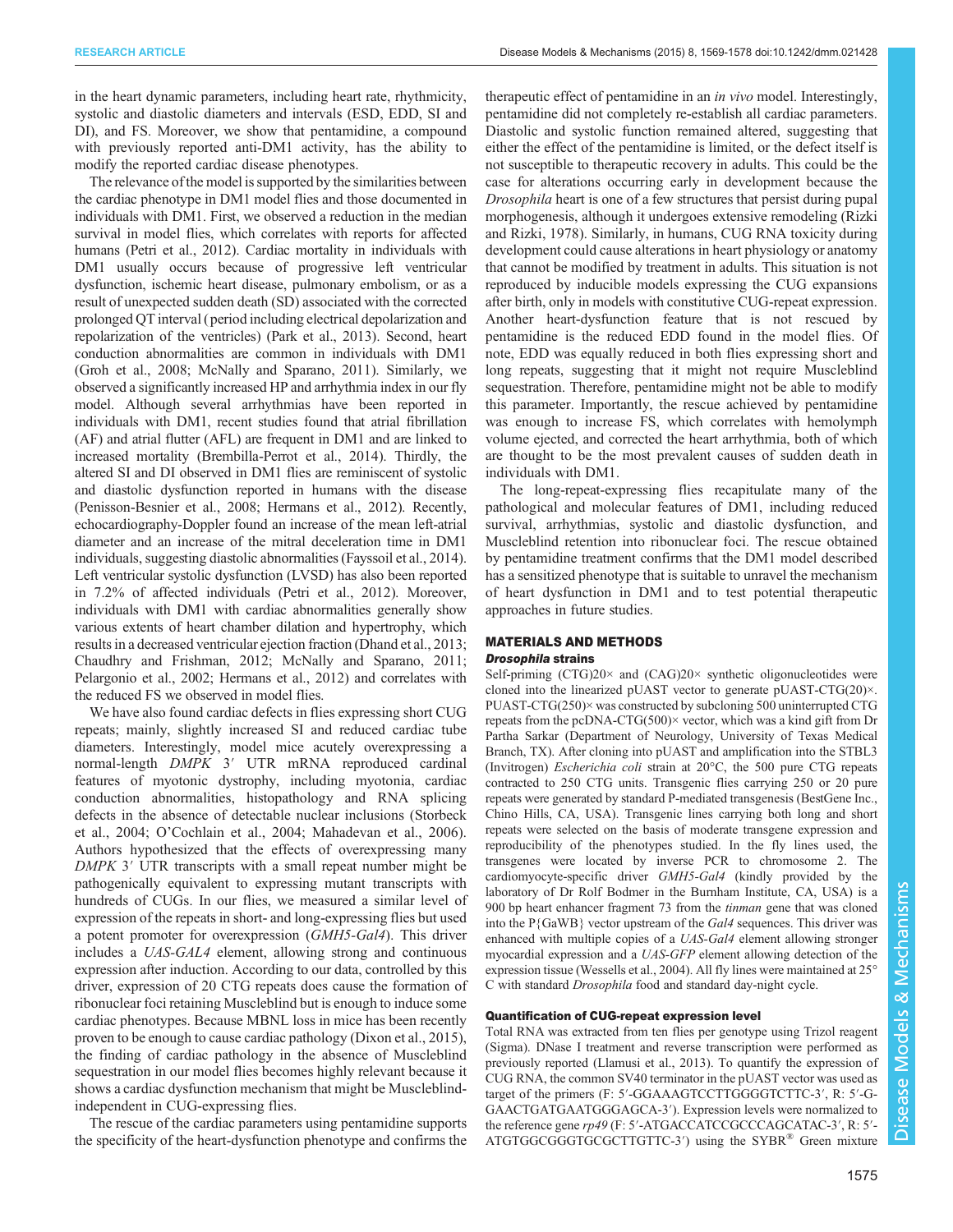in the heart dynamic parameters, including heart rate, rhythmicity, systolic and diastolic diameters and intervals (ESD, EDD, SI and DI), and FS. Moreover, we show that pentamidine, a compound with previously reported anti-DM1 activity, has the ability to modify the reported cardiac disease phenotypes.

The relevance of the model is supported by the similarities between the cardiac phenotype in DM1 model flies and those documented in individuals with DM1. First, we observed a reduction in the median survival in model flies, which correlates with reports for affected humans (Petri et al., 2012). Cardiac mortality in individuals with DM1 usually occurs because of progressive left ventricular dysfunction, ischemic heart disease, pulmonary embolism, or as a result of unexpected sudden death (SD) associated with the corrected prolonged QT interval (period including electrical depolarization and repolarization of the ventricles) (Park et al., 2013). Second, heart conduction abnormalities are common in individuals with DM1 (Groh et al., 2008; McNally and Sparano, 2011). Similarly, we observed a significantly increased HP and arrhythmia index in our fly model. Although several arrhythmias have been reported in individuals with DM1, recent studies found that atrial fibrillation (AF) and atrial flutter (AFL) are frequent in DM1 and are linked to increased mortality (Brembilla-Perrot et al., 2014). Thirdly, the altered SI and DI observed in DM1 flies are reminiscent of systolic and diastolic dysfunction reported in humans with the disease (Penisson-Besnier et al., 2008; Hermans et al., 2012). Recently, echocardiography-Doppler found an increase of the mean left-atrial diameter and an increase of the mitral deceleration time in DM1 individuals, suggesting diastolic abnormalities (Fayssoil et al., 2014). Left ventricular systolic dysfunction (LVSD) has also been reported in 7.2% of affected individuals (Petri et al., 2012). Moreover, individuals with DM1 with cardiac abnormalities generally show various extents of heart chamber dilation and hypertrophy, which results in a decreased ventricular ejection fraction (Dhand et al., 2013; Chaudhry and Frishman, 2012; McNally and Sparano, 2011; Pelargonio et al., 2002; Hermans et al., 2012) and correlates with the reduced FS we observed in model flies.

We have also found cardiac defects in flies expressing short CUG repeats; mainly, slightly increased SI and reduced cardiac tube diameters. Interestingly, model mice acutely overexpressing a normal-length *DMPK* 3′ UTR mRNA reproduced cardinal features of myotonic dystrophy, including myotonia, cardiac conduction abnormalities, histopathology and RNA splicing defects in the absence of detectable nuclear inclusions (Storbeck et al., 2004; O'Cochlain et al., 2004; Mahadevan et al., 2006). Authors hypothesized that the effects of overexpressing many *DMPK* 3′ UTR transcripts with a small repeat number might be pathogenically equivalent to expressing mutant transcripts with hundreds of CUGs. In our flies, we measured a similar level of expression of the repeats in short- and long-expressing flies but used a potent promoter for overexpression (*GMH5-Gal4*). This driver includes a *UAS-GAL4* element, allowing strong and continuous expression after induction. According to our data, controlled by this driver, expression of 20 CTG repeats does cause the formation of ribonuclear foci retaining Muscleblind but is enough to induce some cardiac phenotypes. Because MBNL loss in mice has been recently proven to be enough to cause cardiac pathology (Dixon et al., 2015), the finding of cardiac pathology in the absence of Muscleblind sequestration in our model flies becomes highly relevant because it shows a cardiac dysfunction mechanism that might be Muscleblind-independent in CUG-expressing flies.

The rescue of the cardiac parameters using pentamidine supports the specificity of the heart-dysfunction phenotype and confirms the therapeutic effect of pentamidine in an *in vivo* model. Interestingly, pentamidine did not completely re-establish all cardiac parameters. Diastolic and systolic function remained altered, suggesting that either the effect of the pentamidine is limited, or the defect itself is not susceptible to therapeutic recovery in adults. This could be the case for alterations occurring early in development because the *Drosophila* heart is one of a few structures that persist during pupal morphogenesis, although it undergoes extensive remodeling (Rizki and Rizki, 1978). Similarly, in humans, CUG RNA toxicity during development could cause alterations in heart physiology or anatomy that cannot be modified by treatment in adults. This situation is not reproduced by inducible models expressing the CUG expansions after birth, only in models with constitutive CUG-repeat expression. Another heart-dysfunction feature that is not rescued by pentamidine is the reduced EDD found in the model flies. Of note, EDD was equally reduced in both flies expressing short and long repeats, suggesting that it might not require Muscleblind sequestration. Therefore, pentamidine might not be able to modify this parameter. Importantly, the rescue achieved by pentamidine was enough to increase FS, which correlates with hemolymph volume ejected, and corrected the heart arrhythmia, both of which are thought to be the most prevalent causes of sudden death in individuals with DM1.

The long-repeat-expressing flies recapitulate many of the pathological and molecular features of DM1, including reduced survival, arrhythmias, systolic and diastolic dysfunction, and Muscleblind retention into ribonuclear foci. The rescue obtained by pentamidine treatment confirms that the DM1 model described has a sensitized phenotype that is suitable to unravel the mechanism of heart dysfunction in DM1 and to test potential therapeutic approaches in future studies.

## MATERIALS AND METHODS

### *Drosophila* strains

Self-priming (CTG)20× and (CAG)20× synthetic oligonucleotides were cloned into the linearized pUAST vector to generate pUAST-CTG(20)×. PUAST-CTG(250)× was constructed by subcloning 500 uninterrupted CTG repeats from the pcDNA-CTG(500)× vector, which was a kind gift from Dr Partha Sarkar (Department of Neurology, University of Texas Medical Branch, TX). After cloning into pUAST and amplification into the STBL3 (Invitrogen) *Escherichia coli* strain at 20°C, the 500 pure CTG repeats contracted to 250 CTG units. Transgenic flies carrying 250 or 20 pure repeats were generated by standard P-mediated transgenesis (BestGene Inc., Chino Hills, CA, USA). Transgenic lines carrying both long and short repeats were selected on the basis of moderate transgene expression and reproducibility of the phenotypes studied. In the fly lines used, the transgenes were located by inverse PCR to chromosome 2. The cardiomyocyte-specific driver *GMH5-Gal4* (kindly provided by the laboratory of Dr Rolf Bodmer in the Burnham Institute, CA, USA) is a 900 bp heart enhancer fragment 73 from the *tinman* gene that was cloned into the P{GaWB} vector upstream of the *Gal4* sequences. This driver was enhanced with multiple copies of a *UAS-Gal4* element allowing stronger myocardial expression and a *UAS-GFP* element allowing detection of the expression tissue (Wessells et al., 2004). All fly lines were maintained at 25°C with standard *Drosophila* food and standard day-night cycle.

### Quantification of CUG-repeat expression level

Total RNA was extracted from ten flies per genotype using Trizol reagent (Sigma). DNase I treatment and reverse transcription were performed as previously reported (Llamusi et al., 2013). To quantify the expression of CUG RNA, the common SV40 terminator in the pUAST vector was used as target of the primers (F: 5′-GGAAAGTCCTTGGGGTCTTC-3′, R: 5′-GGAACTGATGAATGGGAGCA-3′). Expression levels were normalized to the reference gene *rp49* (F: 5′-ATGACCATCCGCCCAGCATAC-3′, R: 5′-ATGTGGCGGGTGCGCTTGTTC-3′) using the SYBR® Green mixture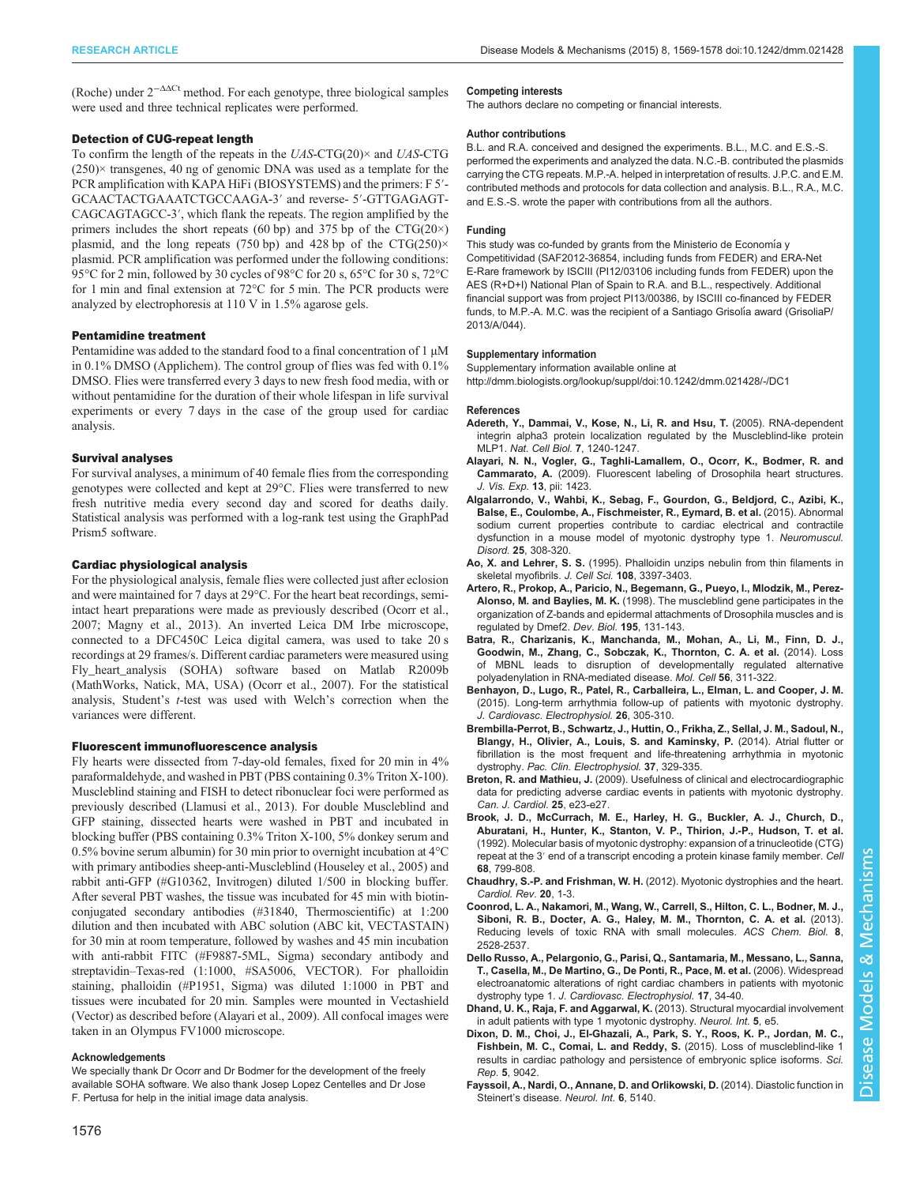(Roche) under $2^{-\Delta\Delta Ct}$ method. For each genotype, three biological samples were used and three technical replicates were performed.

### Detection of CUG-repeat length

To confirm the length of the repeats in the *UAS*-CTG(20)× and *UAS*-CTG (250)× transgenes, 40 ng of genomic DNA was used as a template for the PCR amplification with KAPA HiFi (BIOSYSTEMS) and the primers: F 5′-GCAACTACTGAAATCTGCCAAGA-3′ and reverse- 5′-GTTGAGAGT-CAGCAGTAGCC-3′, which flank the repeats. The region amplified by the primers includes the short repeats (60 bp) and 375 bp of the CTG(20×) plasmid, and the long repeats (750 bp) and 428 bp of the CTG(250)× plasmid. PCR amplification was performed under the following conditions: 95°C for 2 min, followed by 30 cycles of 98°C for 20 s, 65°C for 30 s, 72°C for 1 min and final extension at 72°C for 5 min. The PCR products were analyzed by electrophoresis at 110 V in 1.5% agarose gels.

### Pentamidine treatment

Pentamidine was added to the standard food to a final concentration of 1 µM in 0.1% DMSO (Applichem). The control group of flies was fed with 0.1% DMSO. Flies were transferred every 3 days to new fresh food media, with or without pentamidine for the duration of their whole lifespan in life survival experiments or every 7 days in the case of the group used for cardiac analysis.

### Survival analyses

For survival analyses, a minimum of 40 female flies from the corresponding genotypes were collected and kept at 29°C. Flies were transferred to new fresh nutritive media every second day and scored for deaths daily. Statistical analysis was performed with a log-rank test using the GraphPad Prism5 software.

### Cardiac physiological analysis

For the physiological analysis, female flies were collected just after eclosion and were maintained for 7 days at 29°C. For the heart beat recordings, semi-intact heart preparations were made as previously described (Ocorr et al., 2007; Magny et al., 2013). An inverted Leica DM Irbe microscope, connected to a DFC450C Leica digital camera, was used to take 20 s recordings at 29 frames/s. Different cardiac parameters were measured using Fly_heart_analysis (SOHA) software based on Matlab R2009b (MathWorks, Natick, MA, USA) (Ocorr et al., 2007). For the statistical analysis, Student's *t*-test was used with Welch's correction when the variances were different.

### Fluorescent immunofluorescence analysis

Fly hearts were dissected from 7-day-old females, fixed for 20 min in 4% paraformaldehyde, and washed in PBT (PBS containing 0.3% Triton X-100). Muscleblind staining and FISH to detect ribonuclear foci were performed as previously described (Llamusi et al., 2013). For double Muscleblind and GFP staining, dissected hearts were washed in PBT and incubated in blocking buffer (PBS containing 0.3% Triton X-100, 5% donkey serum and 0.5% bovine serum albumin) for 30 min prior to overnight incubation at 4°C with primary antibodies sheep-anti-Muscleblind (Houseley et al., 2005) and rabbit anti-GFP (#G10362, Invitrogen) diluted 1/500 in blocking buffer. After several PBT washes, the tissue was incubated for 45 min with biotin-conjugated secondary antibodies (#31840, Thermoscientific) at 1:200 dilution and then incubated with ABC solution (ABC kit, VECTASTAIN) for 30 min at room temperature, followed by washes and 45 min incubation with anti-rabbit FITC (#F9887-5ML, Sigma) secondary antibody and streptavidin–Texas-red (1:1000, #SA5006, VECTOR). For phalloidin staining, phalloidin (#P1951, Sigma) was diluted 1:1000 in PBT and tissues were incubated for 20 min. Samples were mounted in Vectashield (Vector) as described before (Alayari et al., 2009). All confocal images were taken in an Olympus FV1000 microscope.

#### Acknowledgements

We specially thank Dr Ocorr and Dr Bodmer for the development of the freely available SOHA software. We also thank Josep Lopez Centelles and Dr Jose F. Pertusa for help in the initial image data analysis.

#### Competing interests

The authors declare no competing or financial interests.

#### Author contributions

B.L. and R.A. conceived and designed the experiments. B.L., M.C. and E.S.-S. performed the experiments and analyzed the data. N.C.-B. contributed the plasmids carrying the CTG repeats. M.P.-A. helped in interpretation of results. J.P.C. and E.M. contributed methods and protocols for data collection and analysis. B.L., R.A., M.C. and E.S.-S. wrote the paper with contributions from all the authors.

#### Funding

This study was co-funded by grants from the Ministerio de Economía y Competitividad (SAF2012-36854, including funds from FEDER) and ERA-Net E-Rare framework by ISCIII (PI12/03106 including funds from FEDER) upon the AES (R+D+I) National Plan of Spain to R.A. and B.L., respectively. Additional financial support was from project PI13/00386, by ISCIII co-financed by FEDER funds, to M.P.-A. M.C. was the recipient of a Santiago Grisolía award (GrisoliaP/2013/A/044).

#### Supplementary information

Supplementary information available online at http://dmm.biologists.org/lookup/suppl/doi:10.1242/dmm.021428/-/DC1

#### References

**Adereth, Y., Dammai, V., Kose, N., Li, R. and Hsu, T.** (2005). RNA-dependent integrin alpha3 protein localization regulated by the Muscleblind-like protein MLP1. *Nat. Cell Biol.* **7**, 1240-1247.

**Alayari, N. N., Vogler, G., Taghli-Lamallem, O., Ocorr, K., Bodmer, R. and Cammarato, A.** (2009). Fluorescent labeling of Drosophila heart structures. *J. Vis. Exp.* **13**, pii: 1423.

**Algalarrondo, V., Wahbi, K., Sebag, F., Gourdon, G., Beldjord, C., Azibi, K., Balse, E., Coulombe, A., Fischmeister, R., Eymard, B. et al.** (2015). Abnormal sodium current properties contribute to cardiac electrical and contractile dysfunction in a mouse model of myotonic dystrophy type 1. *Neuromuscul. Disord.* **25**, 308-320.

**Ao, X. and Lehrer, S. S.** (1995). Phalloidin unzips nebulin from thin filaments in skeletal myofibrils. *J. Cell Sci.* **108**, 3397-3403.

**Artero, R., Prokop, A., Paricio, N., Begemann, G., Pueyo, I., Mlodzik, M., Perez-Alonso, M. and Baylies, M. K.** (1998). The muscleblind gene participates in the organization of Z-bands and epidermal attachments of Drosophila muscles and is regulated by Dmef2. *Dev. Biol.* **195**, 131-143.

**Batra, R., Charizanis, K., Manchanda, M., Mohan, A., Li, M., Finn, D. J., Goodwin, M., Zhang, C., Sobczak, K., Thornton, C. A. et al.** (2014). Loss of MBNL leads to disruption of developmentally regulated alternative polyadenylation in RNA-mediated disease. *Mol. Cell* **56**, 311-322.

**Benhayon, D., Lugo, R., Patel, R., Carballeira, L., Elman, L. and Cooper, J. M.** (2015). Long-term arrhythmia follow-up of patients with myotonic dystrophy. *J. Cardiovasc. Electrophysiol.* **26**, 305-310.

**Brembilla-Perrot, B., Schwartz, J., Huttin, O., Frikha, Z., Sellal, J. M., Sadoul, N., Blangy, H., Olivier, A., Louis, S. and Kaminsky, P.** (2014). Atrial flutter or fibrillation is the most frequent and life-threatening arrhythmia in myotonic dystrophy. *Pac. Clin. Electrophysiol.* **37**, 329-335.

**Breton, R. and Mathieu, J.** (2009). Usefulness of clinical and electrocardiographic data for predicting adverse cardiac events in patients with myotonic dystrophy. *Can. J. Cardiol.* **25**, e23-e27.

**Brook, J. D., McCurrach, M. E., Harley, H. G., Buckler, A. J., Church, D., Aburatani, H., Hunter, K., Stanton, V. P., Thirion, J.-P., Hudson, T. et al.** (1992). Molecular basis of myotonic dystrophy: expansion of a trinucleotide (CTG) repeat at the 3′ end of a transcript encoding a protein kinase family member. *Cell* **68**, 799-808.

**Chaudhry, S.-P. and Frishman, W. H.** (2012). Myotonic dystrophies and the heart. *Cardiol. Rev.* **20**, 1-3.

**Coonrod, L. A., Nakamori, M., Wang, W., Carrell, S., Hilton, C. L., Bodner, M. J., Siboni, R. B., Docter, A. G., Haley, M. M., Thornton, C. A. et al.** (2013). Reducing levels of toxic RNA with small molecules. *ACS Chem. Biol.* **8**, 2528-2537.

**Dello Russo, A., Pelargonio, G., Parisi, Q., Santamaria, M., Messano, L., Sanna, T., Casella, M., De Martino, G., De Ponti, R., Pace, M. et al.** (2006). Widespread electroanatomic alterations of right cardiac chambers in patients with myotonic dystrophy type 1. *J. Cardiovasc. Electrophysiol.* **17**, 34-40.

**Dhand, U. K., Raja, F. and Aggarwal, K.** (2013). Structural myocardial involvement in adult patients with type 1 myotonic dystrophy. *Neurol. Int.* **5**, e5.

**Dixon, D. M., Choi, J., El-Ghazali, A., Park, S. Y., Roos, K. P., Jordan, M. C., Fishbein, M. C., Comai, L. and Reddy, S.** (2015). Loss of muscleblind-like 1 results in cardiac pathology and persistence of embryonic splice isoforms. *Sci. Rep.* **5**, 9042.

**Fayssoil, A., Nardi, O., Annane, D. and Orlikowski, D.** (2014). Diastolic function in Steinert's disease. *Neurol. Int.* **6**, 5140.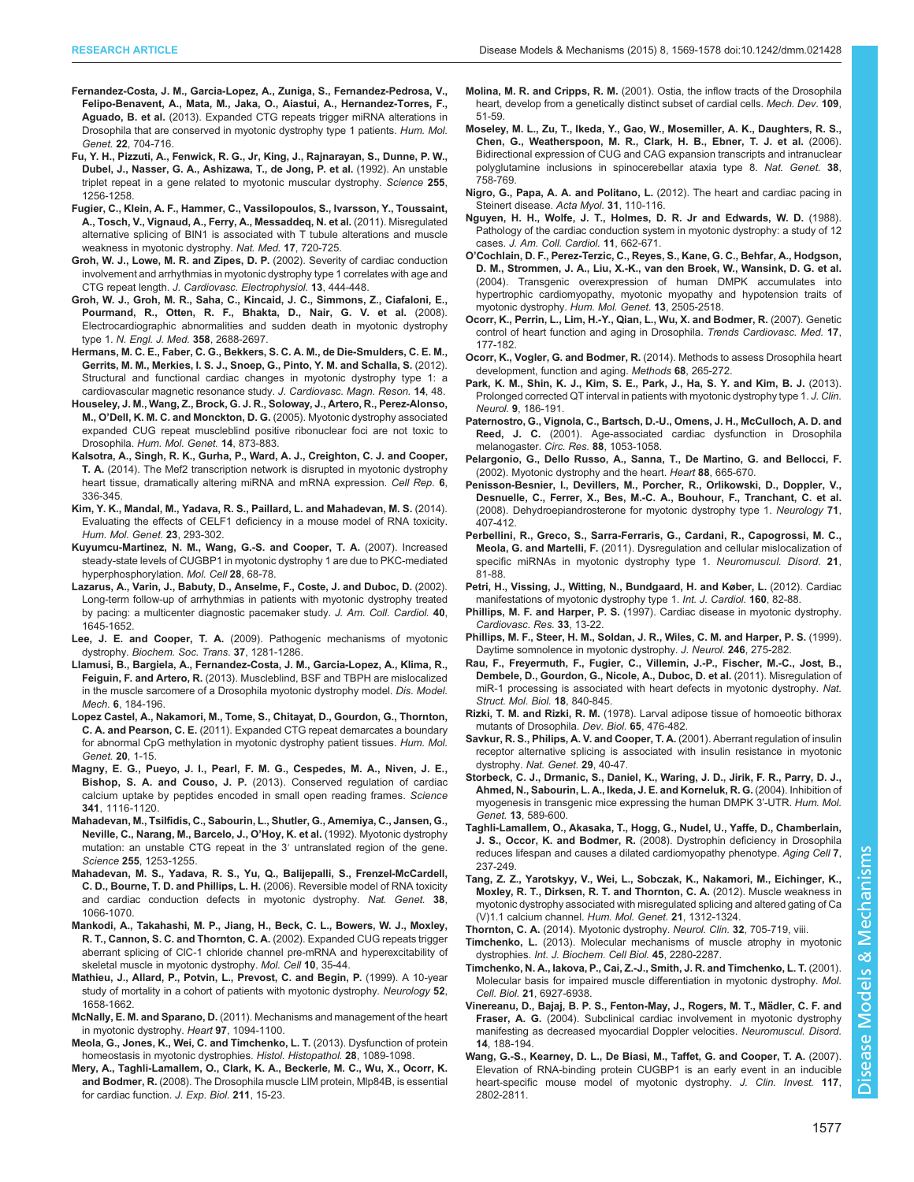**Fernandez-Costa, J. M., Garcia-Lopez, A., Zuniga, S., Fernandez-Pedrosa, V., Felipo-Benavent, A., Mata, M., Jaka, O., Aiastui, A., Hernandez-Torres, F., Aguado, B. et al.** (2013). Expanded CTG repeats trigger miRNA alterations in Drosophila that are conserved in myotonic dystrophy type 1 patients. *Hum. Mol. Genet.* **22**, 704-716.

**Fu, Y. H., Pizzuti, A., Fenwick, R. G., Jr, King, J., Rajnarayan, S., Dunne, P. W., Dubel, J., Nasser, G. A., Ashizawa, T., de Jong, P. et al.** (1992). An unstable triplet repeat in a gene related to myotonic muscular dystrophy. *Science* **255**, 1256-1258.

**Fugier, C., Klein, A. F., Hammer, C., Vassilopoulos, S., Ivarsson, Y., Toussaint, A., Tosch, V., Vignaud, A., Ferry, A., Messaddeq, N. et al.** (2011). Misregulated alternative splicing of BIN1 is associated with T tubule alterations and muscle weakness in myotonic dystrophy. *Nat. Med.* **17**, 720-725.

**Groh, W. J., Lowe, M. R. and Zipes, D. P.** (2002). Severity of cardiac conduction involvement and arrhythmias in myotonic dystrophy type 1 correlates with age and CTG repeat length. *J. Cardiovasc. Electrophysiol.* **13**, 444-448.

**Groh, W. J., Groh, M. R., Saha, C., Kincaid, J. C., Simmons, Z., Ciafaloni, E., Pourmand, R., Otten, R. F., Bhakta, D., Nair, G. V. et al.** (2008). Electrocardiographic abnormalities and sudden death in myotonic dystrophy type 1. *N. Engl. J. Med.* **358**, 2688-2697.

**Hermans, M. C. E., Faber, C. G., Bekkers, S. C. A. M., de Die-Smulders, C. E. M., Gerrits, M. M., Merkies, I. S. J., Snoep, G., Pinto, Y. M. and Schalla, S.** (2012). Structural and functional cardiac changes in myotonic dystrophy type 1: a cardiovascular magnetic resonance study. *J. Cardiovasc. Magn. Reson.* **14**, 48.

**Houseley, J. M., Wang, Z., Brock, G. J. R., Soloway, J., Artero, R., Perez-Alonso, M., O'Dell, K. M. C. and Monckton, D. G.** (2005). Myotonic dystrophy associated expanded CUG repeat muscleblind positive ribonuclear foci are not toxic to Drosophila. *Hum. Mol. Genet.* **14**, 873-883.

**Kalsotra, A., Singh, R. K., Gurha, P., Ward, A. J., Creighton, C. J. and Cooper, T. A.** (2014). The Mef2 transcription network is disrupted in myotonic dystrophy heart tissue, dramatically altering miRNA and mRNA expression. *Cell Rep.* **6**, 336-345.

**Kim, Y. K., Mandal, M., Yadava, R. S., Paillard, L. and Mahadevan, M. S.** (2014). Evaluating the effects of CELF1 deficiency in a mouse model of RNA toxicity. *Hum. Mol. Genet.* **23**, 293-302.

**Kuyumcu-Martinez, N. M., Wang, G.-S. and Cooper, T. A.** (2007). Increased steady-state levels of CUGBP1 in myotonic dystrophy 1 are due to PKC-mediated hyperphosphorylation. *Mol. Cell* **28**, 68-78.

**Lazarus, A., Varin, J., Babuty, D., Anselme, F., Coste, J. and Duboc, D.** (2002). Long-term follow-up of arrhythmias in patients with myotonic dystrophy treated by pacing: a multicenter diagnostic pacemaker study. *J. Am. Coll. Cardiol.* **40**, 1645-1652.

**Lee, J. E. and Cooper, T. A.** (2009). Pathogenic mechanisms of myotonic dystrophy. *Biochem. Soc. Trans.* **37**, 1281-1286.

**Llamusi, B., Bargiela, A., Fernandez-Costa, J. M., Garcia-Lopez, A., Klima, R., Feiguin, F. and Artero, R.** (2013). Muscleblind, BSF and TBPH are mislocalized in the muscle sarcomere of a Drosophila myotonic dystrophy model. *Dis. Model. Mech.* **6**, 184-196.

**Lopez Castel, A., Nakamori, M., Tome, S., Chitayat, D., Gourdon, G., Thornton, C. A. and Pearson, C. E.** (2011). Expanded CTG repeat demarcates a boundary for abnormal CpG methylation in myotonic dystrophy patient tissues. *Hum. Mol. Genet.* **20**, 1-15.

**Magny, E. G., Pueyo, J. I., Pearl, F. M. G., Cespedes, M. A., Niven, J. E., Bishop, S. A. and Couso, J. P.** (2013). Conserved regulation of cardiac calcium uptake by peptides encoded in small open reading frames. *Science* **341**, 1116-1120.

**Mahadevan, M., Tsilfidis, C., Sabourin, L., Shutler, G., Amemiya, C., Jansen, G., Neville, C., Narang, M., Barcelo, J., O'Hoy, K. et al.** (1992). Myotonic dystrophy mutation: an unstable CTG repeat in the 3′ untranslated region of the gene. *Science* **255**, 1253-1255.

**Mahadevan, M. S., Yadava, R. S., Yu, Q., Balijepalli, S., Frenzel-McCardell, C. D., Bourne, T. D. and Phillips, L. H.** (2006). Reversible model of RNA toxicity and cardiac conduction defects in myotonic dystrophy. *Nat. Genet.* **38**, 1066-1070.

**Mankodi, A., Takahashi, M. P., Jiang, H., Beck, C. L., Bowers, W. J., Moxley, R. T., Cannon, S. C. and Thornton, C. A.** (2002). Expanded CUG repeats trigger aberrant splicing of ClC-1 chloride channel pre-mRNA and hyperexcitability of skeletal muscle in myotonic dystrophy. *Mol. Cell* **10**, 35-44.

**Mathieu, J., Allard, P., Potvin, L., Prevost, C. and Begin, P.** (1999). A 10-year study of mortality in a cohort of patients with myotonic dystrophy. *Neurology* **52**, 1658-1662.

**McNally, E. M. and Sparano, D.** (2011). Mechanisms and management of the heart in myotonic dystrophy. *Heart* **97**, 1094-1100.

**Meola, G., Jones, K., Wei, C. and Timchenko, L. T.** (2013). Dysfunction of protein homeostasis in myotonic dystrophies. *Histol. Histopathol.* **28**, 1089-1098.

**Mery, A., Taghli-Lamallem, O., Clark, K. A., Beckerle, M. C., Wu, X., Ocorr, K. and Bodmer, R.** (2008). The Drosophila muscle LIM protein, Mlp84B, is essential for cardiac function. *J. Exp. Biol.* **211**, 15-23.

**Molina, M. R. and Cripps, R. M.** (2001). Ostia, the inflow tracts of the Drosophila heart, develop from a genetically distinct subset of cardial cells. *Mech. Dev.* **109**, 51-59.

**Moseley, M. L., Zu, T., Ikeda, Y., Gao, W., Mosemiller, A. K., Daughters, R. S., Chen, G., Weatherspoon, M. R., Clark, H. B., Ebner, T. J. et al.** (2006). Bidirectional expression of CUG and CAG expansion transcripts and intranuclear polyglutamine inclusions in spinocerebellar ataxia type 8. *Nat. Genet.* **38**, 758-769.

**Nigro, G., Papa, A. A. and Politano, L.** (2012). The heart and cardiac pacing in Steinert disease. *Acta Myol.* **31**, 110-116.

**Nguyen, H. H., Wolfe, J. T., Holmes, D. R. Jr and Edwards, W. D.** (1988). Pathology of the cardiac conduction system in myotonic dystrophy: a study of 12 cases. *J. Am. Coll. Cardiol.* **11**, 662-671.

**O'Cochlain, D. F., Perez-Terzic, C., Reyes, S., Kane, G. C., Behfar, A., Hodgson, D. M., Strommen, J. A., Liu, X.-K., van den Broek, W., Wansink, D. G. et al.** (2004). Transgenic overexpression of human DMPK accumulates into hypertrophic cardiomyopathy, myotonic myopathy and hypotension traits of myotonic dystrophy. *Hum. Mol. Genet.* **13**, 2505-2518.

**Ocorr, K., Perrin, L., Lim, H.-Y., Qian, L., Wu, X. and Bodmer, R.** (2007). Genetic control of heart function and aging in Drosophila. *Trends Cardiovasc. Med.* **17**, 177-182.

**Ocorr, K., Vogler, G. and Bodmer, R.** (2014). Methods to assess Drosophila heart development, function and aging. *Methods* **68**, 265-272.

**Park, K. M., Shin, K. J., Kim, S. E., Park, J., Ha, S. Y. and Kim, B. J.** (2013). Prolonged corrected QT interval in patients with myotonic dystrophy type 1. *J. Clin. Neurol.* **9**, 186-191.

**Paternostro, G., Vignola, C., Bartsch, D.-U., Omens, J. H., McCulloch, A. D. and Reed, J. C.** (2001). Age-associated cardiac dysfunction in Drosophila melanogaster. *Circ. Res.* **88**, 1053-1058.

**Pelargonio, G., Dello Russo, A., Sanna, T., De Martino, G. and Bellocci, F.** (2002). Myotonic dystrophy and the heart. *Heart* **88**, 665-670.

**Penisson-Besnier, I., Devillers, M., Porcher, R., Orlikowski, D., Doppler, V., Desnuelle, C., Ferrer, X., Bes, M.-C. A., Bouhour, F., Tranchant, C. et al.** (2008). Dehydroepiandrosterone for myotonic dystrophy type 1. *Neurology* **71**, 407-412.

**Perbellini, R., Greco, S., Sarra-Ferraris, G., Cardani, R., Capogrossi, M. C., Meola, G. and Martelli, F.** (2011). Dysregulation and cellular mislocalization of specific miRNAs in myotonic dystrophy type 1. *Neuromuscul. Disord.* **21**, 81-88.

**Petri, H., Vissing, J., Witting, N., Bundgaard, H. and Køber, L.** (2012). Cardiac manifestations of myotonic dystrophy type 1. *Int. J. Cardiol.* **160**, 82-88.

**Phillips, M. F. and Harper, P. S.** (1997). Cardiac disease in myotonic dystrophy. *Cardiovasc. Res.* **33**, 13-22.

**Phillips, M. F., Steer, H. M., Soldan, J. R., Wiles, C. M. and Harper, P. S.** (1999). Daytime somnolence in myotonic dystrophy. *J. Neurol.* **246**, 275-282.

**Rau, F., Freyermuth, F., Fugier, C., Villemin, J.-P., Fischer, M.-C., Jost, B., Dembele, D., Gourdon, G., Nicole, A., Duboc, D. et al.** (2011). Misregulation of miR-1 processing is associated with heart defects in myotonic dystrophy. *Nat. Struct. Mol. Biol.* **18**, 840-845.

**Rizki, T. M. and Rizki, R. M.** (1978). Larval adipose tissue of homoeotic bithorax mutants of Drosophila. *Dev. Biol.* **65**, 476-482.

**Savkur, R. S., Philips, A. V. and Cooper, T. A.** (2001). Aberrant regulation of insulin receptor alternative splicing is associated with insulin resistance in myotonic dystrophy. *Nat. Genet.* **29**, 40-47.

**Storbeck, C. J., Drmanic, S., Daniel, K., Waring, J. D., Jirik, F. R., Parry, D. J., Ahmed, N., Sabourin, L. A., Ikeda, J. E. and Korneluk, R. G.** (2004). Inhibition of myogenesis in transgenic mice expressing the human DMPK 3′-UTR. *Hum. Mol. Genet.* **13**, 589-600.

**Taghli-Lamallem, O., Akasaka, T., Hogg, G., Nudel, U., Yaffe, D., Chamberlain, J. S., Occor, K. and Bodmer, R.** (2008). Dystrophin deficiency in Drosophila reduces lifespan and causes a dilated cardiomyopathy phenotype. *Aging Cell* **7**, 237-249.

**Tang, Z. Z., Yarotskyy, V., Wei, L., Sobczak, K., Nakamori, M., Eichinger, K., Moxley, R. T., Dirksen, R. T. and Thornton, C. A.** (2012). Muscle weakness in myotonic dystrophy associated with misregulated splicing and altered gating of Ca (V)1.1 calcium channel. *Hum. Mol. Genet.* **21**, 1312-1324.

**Thornton, C. A.** (2014). Myotonic dystrophy. *Neurol. Clin.* **32**, 705-719, viii.

**Timchenko, L.** (2013). Molecular mechanisms of muscle atrophy in myotonic dystrophies. *Int. J. Biochem. Cell Biol.* **45**, 2280-2287.

**Timchenko, N. A., Iakova, P., Cai, Z.-J., Smith, J. R. and Timchenko, L. T.** (2001). Molecular basis for impaired muscle differentiation in myotonic dystrophy. *Mol. Cell. Biol.* **21**, 6927-6938.

**Vinereanu, D., Bajaj, B. P. S., Fenton-May, J., Rogers, M. T., Mädler, C. F. and Fraser, A. G.** (2004). Subclinical cardiac involvement in myotonic dystrophy manifesting as decreased myocardial Doppler velocities. *Neuromuscul. Disord.* **14**, 188-194.

**Wang, G.-S., Kearney, D. L., De Biasi, M., Taffet, G. and Cooper, T. A.** (2007). Elevation of RNA-binding protein CUGBP1 is an early event in an inducible heart-specific mouse model of myotonic dystrophy. *J. Clin. Invest.* **117**, 2802-2811.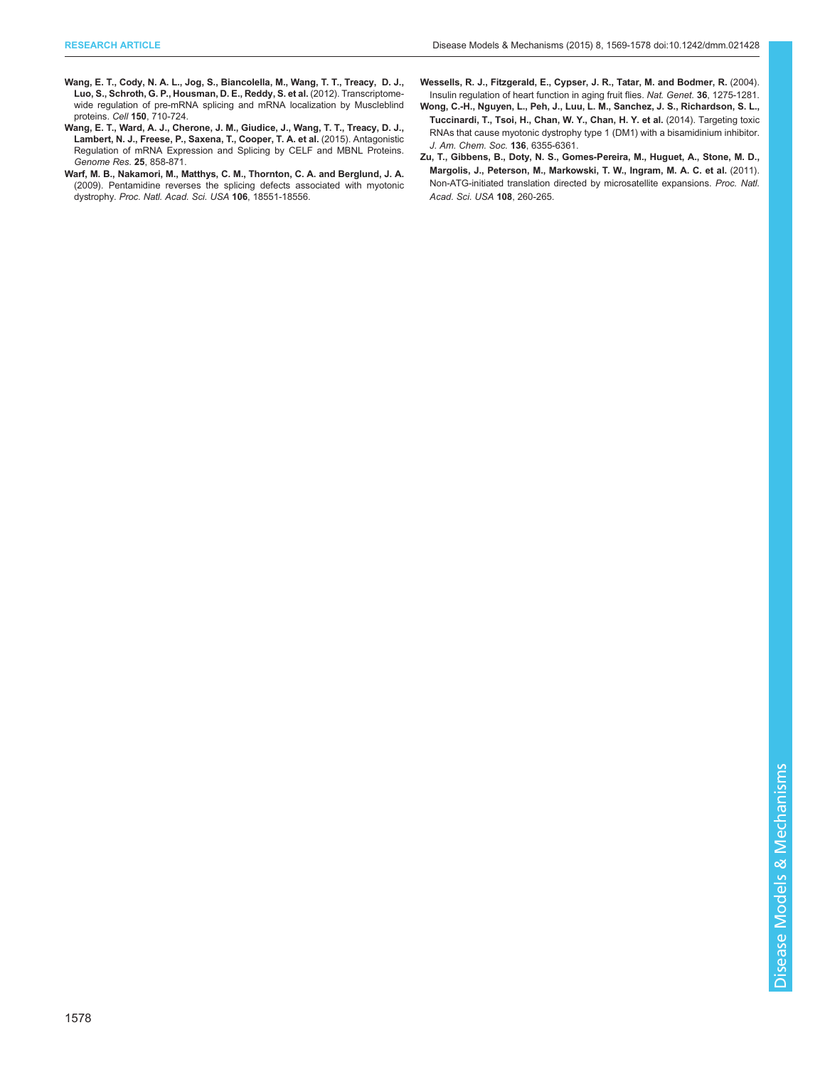**Wang, E. T., Cody, N. A. L., Jog, S., Biancolella, M., Wang, T. T., Treacy, D. J., Luo, S., Schroth, G. P., Housman, D. E., Reddy, S. et al.** (2012). Transcriptome-wide regulation of pre-mRNA splicing and mRNA localization by Muscleblind proteins. *Cell* **150**, 710-724.

**Wang, E. T., Ward, A. J., Cherone, J. M., Giudice, J., Wang, T. T., Treacy, D. J., Lambert, N. J., Freese, P., Saxena, T., Cooper, T. A. et al.** (2015). Antagonistic Regulation of mRNA Expression and Splicing by CELF and MBNL Proteins. *Genome Res.* **25**, 858-871.

**Warf, M. B., Nakamori, M., Matthys, C. M., Thornton, C. A. and Berglund, J. A.** (2009). Pentamidine reverses the splicing defects associated with myotonic dystrophy. *Proc. Natl. Acad. Sci. USA* **106**, 18551-18556.

**Wessells, R. J., Fitzgerald, E., Cypser, J. R., Tatar, M. and Bodmer, R.** (2004). Insulin regulation of heart function in aging fruit flies. *Nat. Genet.* **36**, 1275-1281.

**Wong, C.-H., Nguyen, L., Peh, J., Luu, L. M., Sanchez, J. S., Richardson, S. L., Tuccinardi, T., Tsoi, H., Chan, W. Y., Chan, H. Y. et al.** (2014). Targeting toxic RNAs that cause myotonic dystrophy type 1 (DM1) with a bisamidinium inhibitor. *J. Am. Chem. Soc.* **136**, 6355-6361.

**Zu, T., Gibbens, B., Doty, N. S., Gomes-Pereira, M., Huguet, A., Stone, M. D., Margolis, J., Peterson, M., Markowski, T. W., Ingram, M. A. C. et al.** (2011). Non-ATG-initiated translation directed by microsatellite expansions. *Proc. Natl. Acad. Sci. USA* **108**, 260-265.